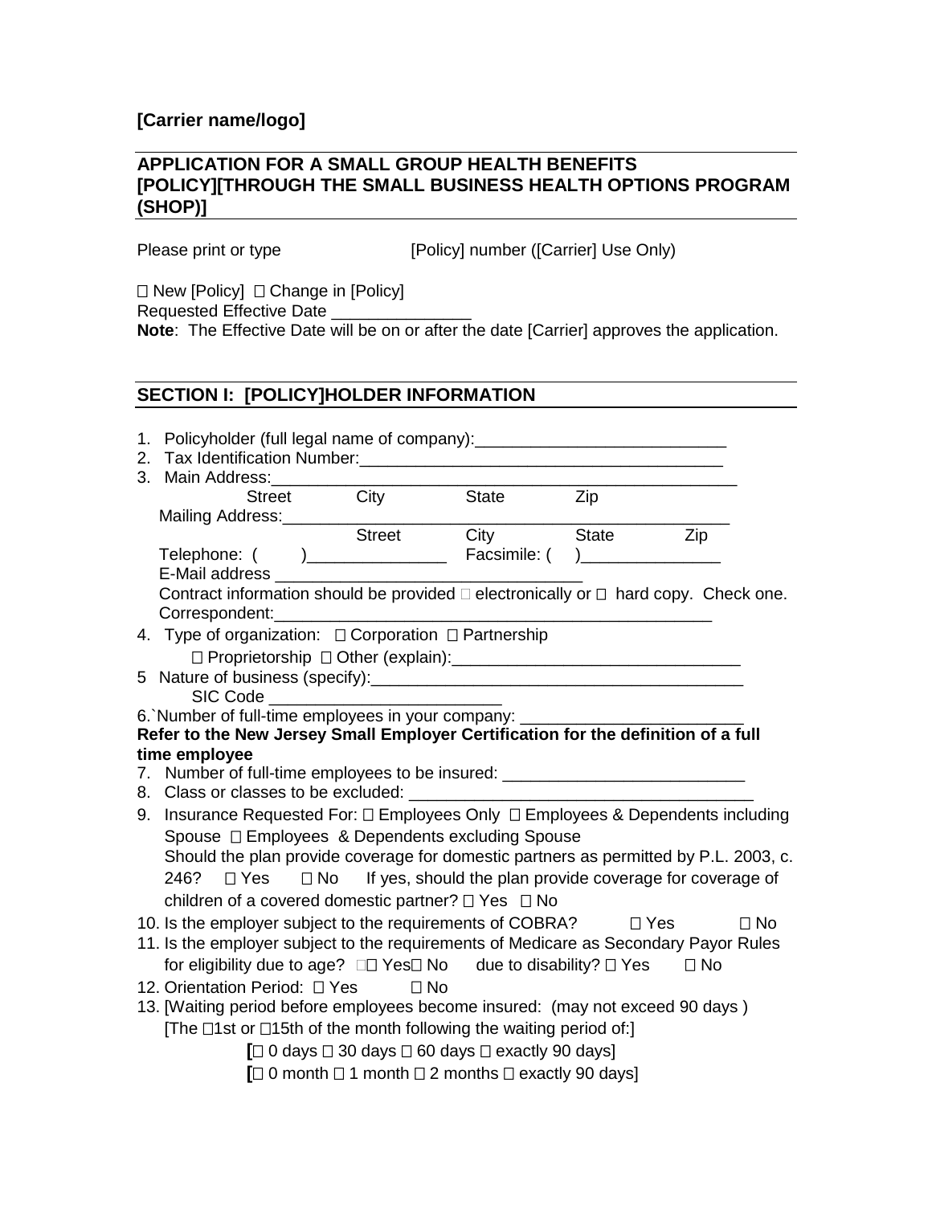**[Carrier name/logo]**

## APPLICATION FOR A SMALL GROUP HEALTH BENEFITS [POLICY][THROUGH THE SMALL BUSINESS HEALTH OPTIONS PROGRAM (SHOP)]

Please print or type [Policy] number ([Carrier] Use Only)

☐ New [Policy] ☐ Change in [Policy]
Requested Effective Date _______________
**Note**: The Effective Date will be on or after the date [Carrier] approves the application.

## SECTION I: [POLICY]HOLDER INFORMATION

1. Policyholder (full legal name of company):___________________________
2. Tax Identification Number:_______________________________________
3. Main Address:_______________________________________________
   Street City State Zip
   Mailing Address:_______________________________________________
   Street City State Zip
   Telephone: ( )_______________ Facsimile: ( )_______________
   E-Mail address _________________________________
   Contract information should be provided ☐ electronically or ☐ hard copy. Check one.
   Correspondent:_______________________________________________
4. Type of organization: ☐ Corporation ☐ Partnership
   ☐ Proprietorship ☐ Other (explain):_______________________________
5 Nature of business (specify):_______________________________________
   SIC Code _________________________
6.`Number of full-time employees in your company: ________________________

**Refer to the New Jersey Small Employer Certification for the definition of a full time employee**

7. Number of full-time employees to be insured: __________________________
8. Class or classes to be excluded: _____________________________________
9. Insurance Requested For: ☐ Employees Only ☐ Employees & Dependents including Spouse ☐ Employees & Dependents excluding Spouse
   Should the plan provide coverage for domestic partners as permitted by P.L. 2003, c. 246? ☐ Yes ☐ No If yes, should the plan provide coverage for coverage of children of a covered domestic partner? ☐ Yes ☐ No
10. Is the employer subject to the requirements of COBRA? ☐ Yes ☐ No
11. Is the employer subject to the requirements of Medicare as Secondary Payor Rules for eligibility due to age? ☐☐ Yes☐ No due to disability? ☐ Yes ☐ No
12. Orientation Period: ☐ Yes ☐ No
13. [Waiting period before employees become insured: (may not exceed 90 days )
    [The ☐1st or ☐15th of the month following the waiting period of:]
    [☐ 0 days ☐ 30 days ☐ 60 days ☐ exactly 90 days]
    [☐ 0 month ☐ 1 month ☐ 2 months ☐ exactly 90 days]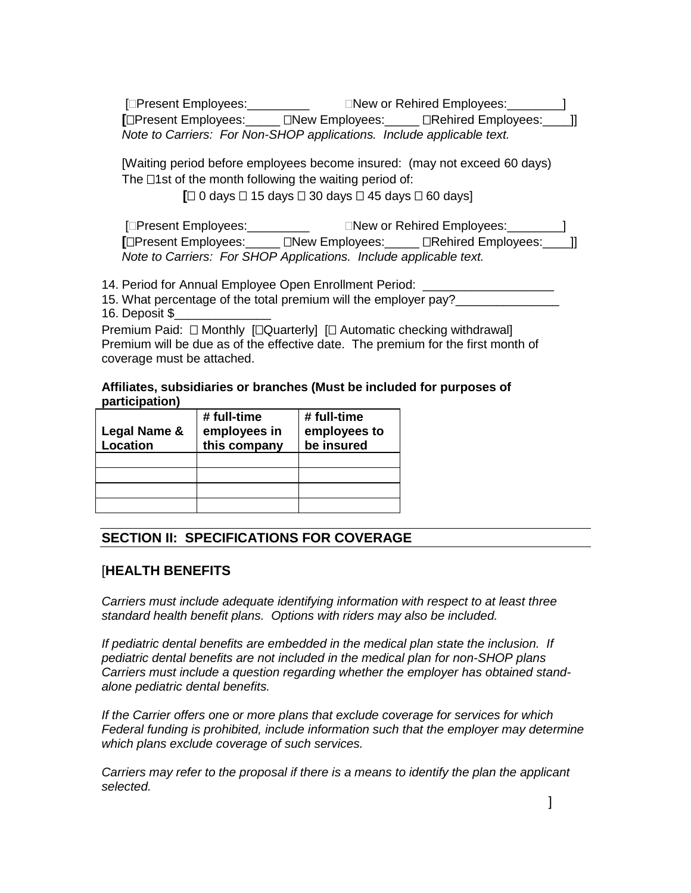[□Present Employees:_________ □New or Rehired Employees:________]
[□Present Employees:_____ □New Employees:_____ □Rehired Employees:____]]
*Note to Carriers: For Non-SHOP applications. Include applicable text.*

[Waiting period before employees become insured: (may not exceed 60 days)
The □1st of the month following the waiting period of:
[□ 0 days □ 15 days □ 30 days □ 45 days □ 60 days]

[□Present Employees:_________ □New or Rehired Employees:________]
[□Present Employees:_____ □New Employees:_____ □Rehired Employees:____]]
*Note to Carriers: For SHOP Applications. Include applicable text.*

14. Period for Annual Employee Open Enrollment Period: ___________________
15. What percentage of the total premium will the employer pay?_______________
16. Deposit $______________

Premium Paid: □ Monthly [□Quarterly] [□ Automatic checking withdrawal]
Premium will be due as of the effective date. The premium for the first month of coverage must be attached.

**Affiliates, subsidiaries or branches (Must be included for purposes of participation)**

| Legal Name & Location | # full-time employees in this company | # full-time employees to be insured |
|---|---|---|
| | | |
| | | |
| | | |
| | | |

## SECTION II: SPECIFICATIONS FOR COVERAGE

### [HEALTH BENEFITS

*Carriers must include adequate identifying information with respect to at least three standard health benefit plans. Options with riders may also be included.*

*If pediatric dental benefits are embedded in the medical plan state the inclusion. If pediatric dental benefits are not included in the medical plan for non-SHOP plans Carriers must include a question regarding whether the employer has obtained stand-alone pediatric dental benefits.*

*If the Carrier offers one or more plans that exclude coverage for services for which Federal funding is prohibited, include information such that the employer may determine which plans exclude coverage of such services.*

*Carriers may refer to the proposal if there is a means to identify the plan the applicant selected.*

]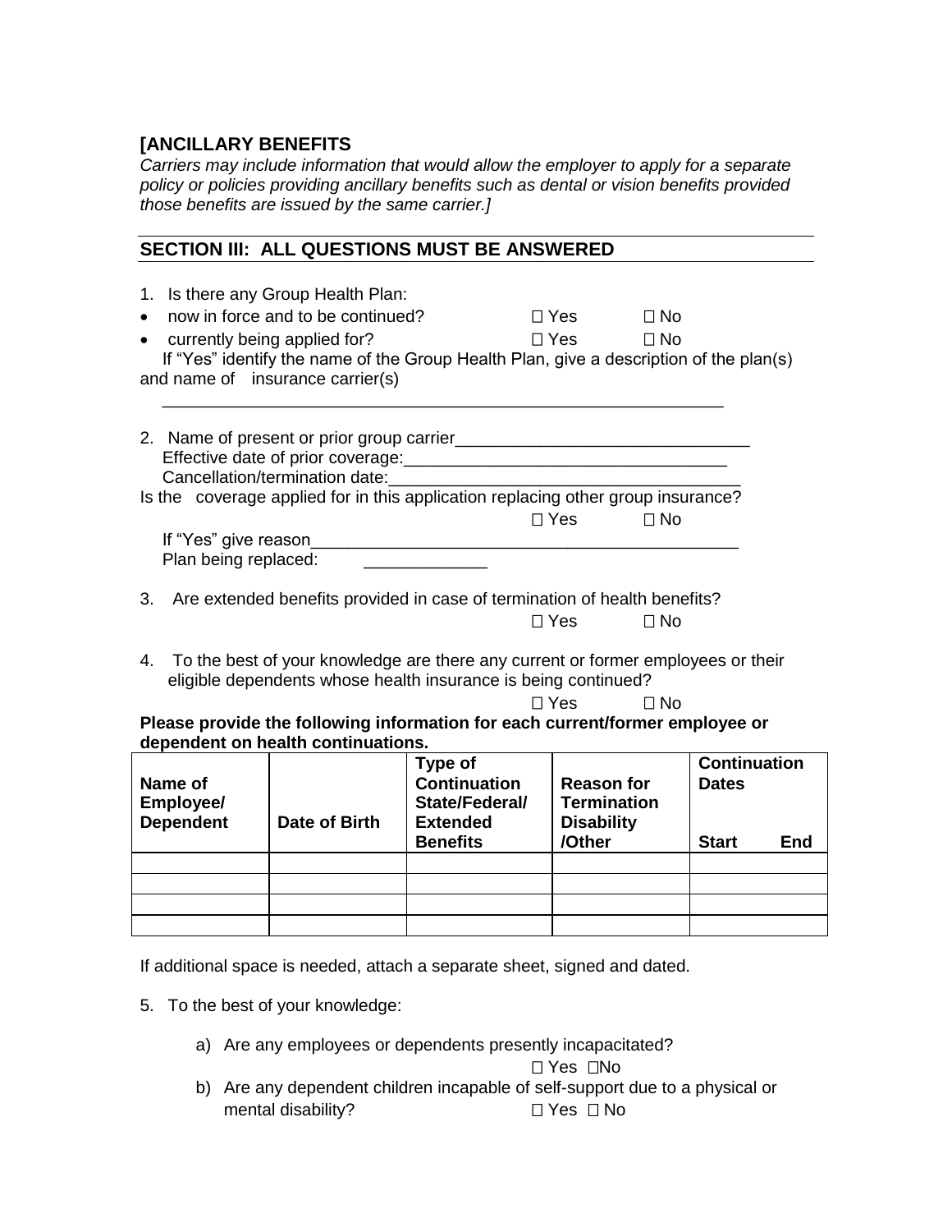**[ANCILLARY BENEFITS**

*Carriers may include information that would allow the employer to apply for a separate policy or policies providing ancillary benefits such as dental or vision benefits provided those benefits are issued by the same carrier.]*

## SECTION III: ALL QUESTIONS MUST BE ANSWERED

1. Is there any Group Health Plan:

- now in force and to be continued? ☐ Yes ☐ No
- currently being applied for? ☐ Yes ☐ No

If "Yes" identify the name of the Group Health Plan, give a description of the plan(s) and name of insurance carrier(s)

_______________________________________________________________

2. Name of present or prior group carrier_______________________________

Effective date of prior coverage:_________________________________

Cancellation/termination date:____________________________________

Is the coverage applied for in this application replacing other group insurance? ☐ Yes ☐ No

If "Yes" give reason_____________________________________________

Plan being replaced: _____________

3. Are extended benefits provided in case of termination of health benefits? ☐ Yes ☐ No

4. To the best of your knowledge are there any current or former employees or their eligible dependents whose health insurance is being continued? ☐ Yes ☐ No

**Please provide the following information for each current/former employee or dependent on health continuations.**

| Name of Employee/ Dependent | Date of Birth | Type of Continuation State/Federal/ Extended Benefits | Reason for Termination Disability /Other | Continuation Dates Start | End |
|---|---|---|---|---|---|
| | | | | | |
| | | | | | |
| | | | | | |
| | | | | | |

If additional space is needed, attach a separate sheet, signed and dated.

5. To the best of your knowledge:

   a) Are any employees or dependents presently incapacitated? ☐ Yes ☐No

   b) Are any dependent children incapable of self-support due to a physical or mental disability? ☐ Yes ☐ No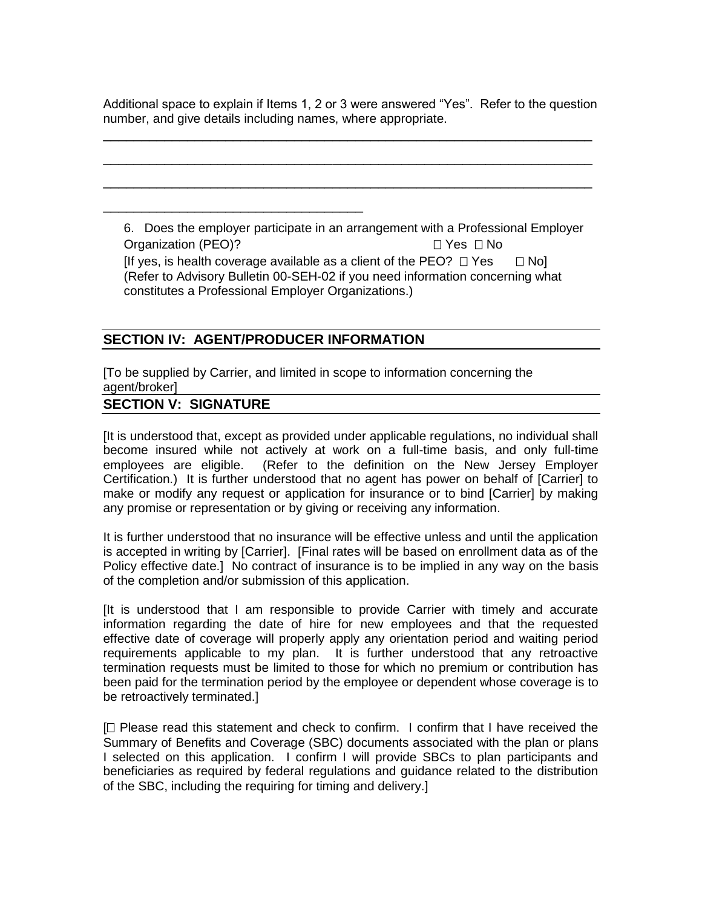Additional space to explain if Items 1, 2 or 3 were answered “Yes”. Refer to the question number, and give details including names, where appropriate.

______________________________________________________________________

______________________________________________________________________

______________________________________________________________________

_________________________________________

6. Does the employer participate in an arrangement with a Professional Employer Organization (PEO)? ☐ Yes ☐ No
[If yes, is health coverage available as a client of the PEO? ☐ Yes ☐ No]
(Refer to Advisory Bulletin 00-SEH-02 if you need information concerning what constitutes a Professional Employer Organizations.)

## SECTION IV: AGENT/PRODUCER INFORMATION

[To be supplied by Carrier, and limited in scope to information concerning the agent/broker]

## SECTION V: SIGNATURE

[It is understood that, except as provided under applicable regulations, no individual shall become insured while not actively at work on a full-time basis, and only full-time employees are eligible. (Refer to the definition on the New Jersey Employer Certification.) It is further understood that no agent has power on behalf of [Carrier] to make or modify any request or application for insurance or to bind [Carrier] by making any promise or representation or by giving or receiving any information.

It is further understood that no insurance will be effective unless and until the application is accepted in writing by [Carrier]. [Final rates will be based on enrollment data as of the Policy effective date.] No contract of insurance is to be implied in any way on the basis of the completion and/or submission of this application.

[It is understood that I am responsible to provide Carrier with timely and accurate information regarding the date of hire for new employees and that the requested effective date of coverage will properly apply any orientation period and waiting period requirements applicable to my plan. It is further understood that any retroactive termination requests must be limited to those for which no premium or contribution has been paid for the termination period by the employee or dependent whose coverage is to be retroactively terminated.]

[☐ Please read this statement and check to confirm. I confirm that I have received the Summary of Benefits and Coverage (SBC) documents associated with the plan or plans I selected on this application. I confirm I will provide SBCs to plan participants and beneficiaries as required by federal regulations and guidance related to the distribution of the SBC, including the requiring for timing and delivery.]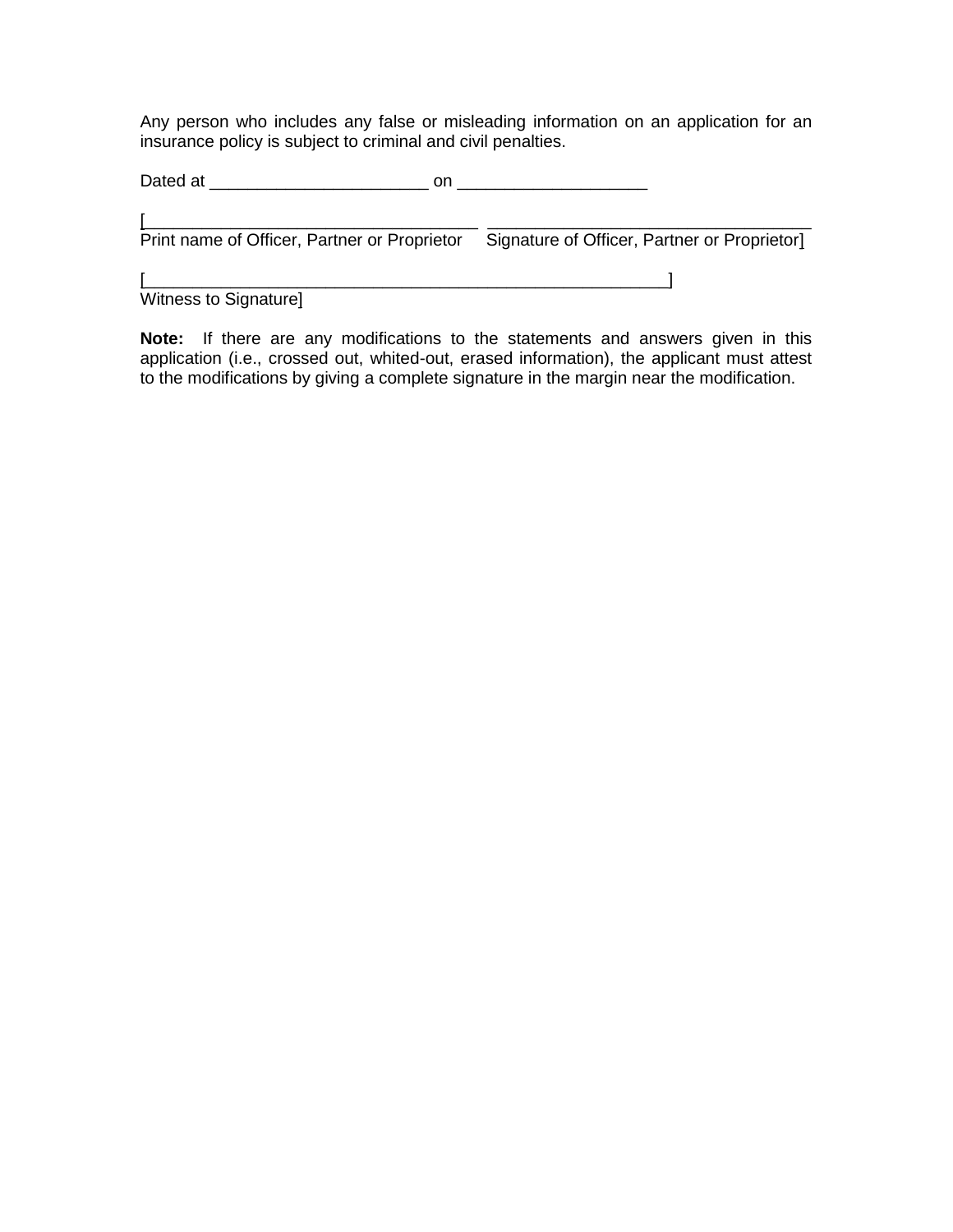Any person who includes any false or misleading information on an application for an insurance policy is subject to criminal and civil penalties.

Dated at _______________________ on ___________________

[_________________________________ _________________________________
Print name of Officer, Partner or Proprietor     Signature of Officer, Partner or Proprietor]

[______________________________________________________]
Witness to Signature]

**Note:** If there are any modifications to the statements and answers given in this application (i.e., crossed out, whited-out, erased information), the applicant must attest to the modifications by giving a complete signature in the margin near the modification.